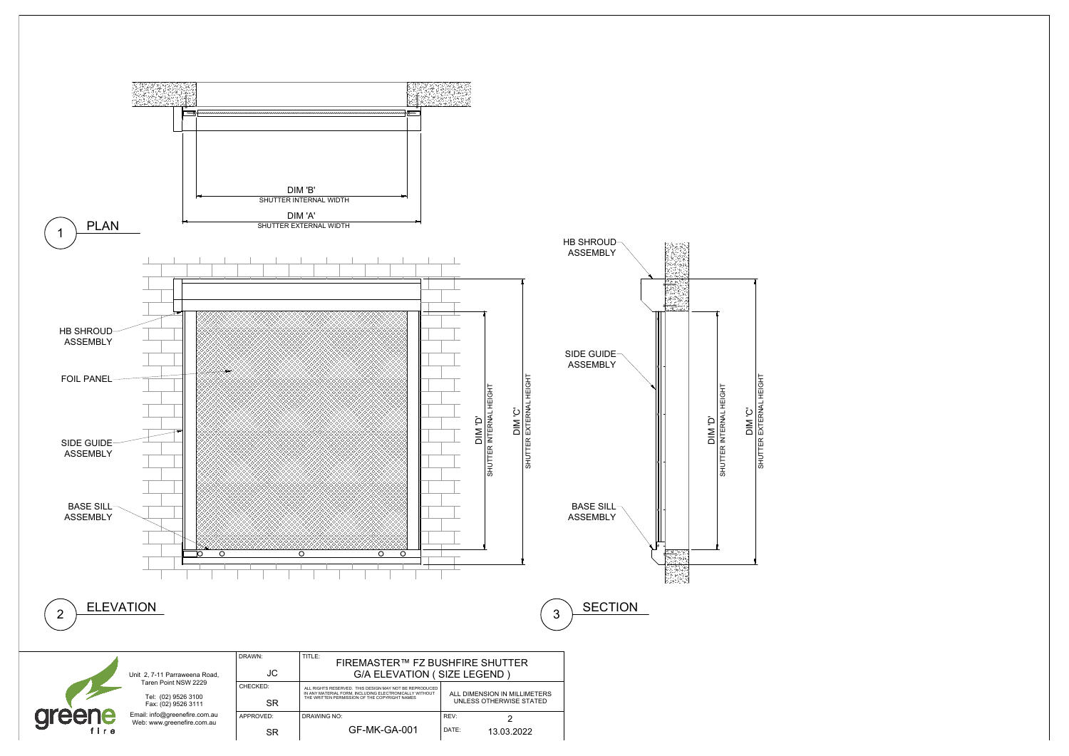## 1 PLAN

DIM 'B'
SHUTTER INTERNAL WIDTH

DIM 'A'
SHUTTER EXTERNAL WIDTH

## 2 ELEVATION

HB SHROUD ASSEMBLY

FOIL PANEL

SIDE GUIDE ASSEMBLY

BASE SILL ASSEMBLY

DIM 'D'
SHUTTER INTERNAL HEIGHT

DIM 'C'
SHUTTER EXTERNAL HEIGHT

## 3 SECTION

HB SHROUD ASSEMBLY

SIDE GUIDE ASSEMBLY

BASE SILL ASSEMBLY

DIM 'D'
SHUTTER INTERNAL HEIGHT

DIM 'C'
SHUTTER EXTERNAL HEIGHT

---

greene fire

Unit 2, 7-11 Parraweena Road,
Taren Point NSW 2229

Tel: (02) 9526 3100
Fax: (02) 9526 3111

Email: info@greenefire.com.au
Web: www.greenefire.com.au

| DRAWN: JC | TITLE: FIREMASTER™ FZ BUSHFIRE SHUTTER G/A ELEVATION ( SIZE LEGEND ) | |
|---|---|---|
| CHECKED: SR | ALL RIGHTS RESERVED. THIS DESIGN MAY NOT BE REPRODUCED IN ANY MATERIAL FORM, INCLUDING ELECTRONICALLY WITHOUT THE WRITTEN PERMISSION OF THE COPYRIGHT NAMES | ALL DIMENSION IN MILLIMETERS UNLESS OTHERWISE STATED |
| APPROVED: SR | DRAWING NO: GF-MK-GA-001 | REV: 2 DATE: 13.03.2022 |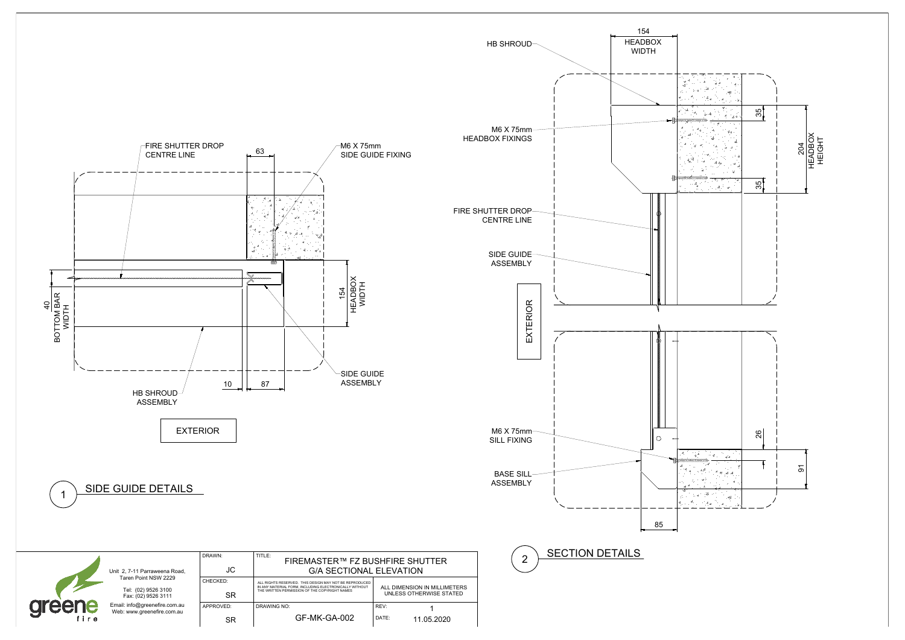FIRE SHUTTER DROP CENTRE LINE

63

M6 X 75mm SIDE GUIDE FIXING

40 BOTTOM BAR WIDTH

154 HEADBOX WIDTH

10

87

HB SHROUD ASSEMBLY

SIDE GUIDE ASSEMBLY

EXTERIOR

## 1 SIDE GUIDE DETAILS

HB SHROUD

154 HEADBOX WIDTH

M6 X 75mm HEADBOX FIXINGS

35

204 HEADBOX HEIGHT

35

FIRE SHUTTER DROP CENTRE LINE

SIDE GUIDE ASSEMBLY

EXTERIOR

M6 X 75mm SILL FIXING

26

BASE SILL ASSEMBLY

91

85

## 2 SECTION DETAILS

greene fire

Unit 2, 7-11 Parraweena Road, Taren Point NSW 2229

Tel: (02) 9526 3100
Fax: (02) 9526 3111

Email: info@greenefire.com.au
Web: www.greenefire.com.au

| | | |
|---|---|---|
| DRAWN: JC | TITLE: FIREMASTER™ FZ BUSHFIRE SHUTTER G/A SECTIONAL ELEVATION | |
| CHECKED: SR | ALL RIGHTS RESERVED. THIS DESIGN MAY NOT BE REPRODUCED IN ANY MATERIAL FORM, INCLUDING ELECTRONICALLY WITHOUT THE WRITTEN PERMISSION OF THE COPYRIGHT NAMES | ALL DIMENSION IN MILLIMETERS UNLESS OTHERWISE STATED |
| APPROVED: SR | DRAWING NO: GF-MK-GA-002 | REV: 1 / DATE: 11.05.2020 |